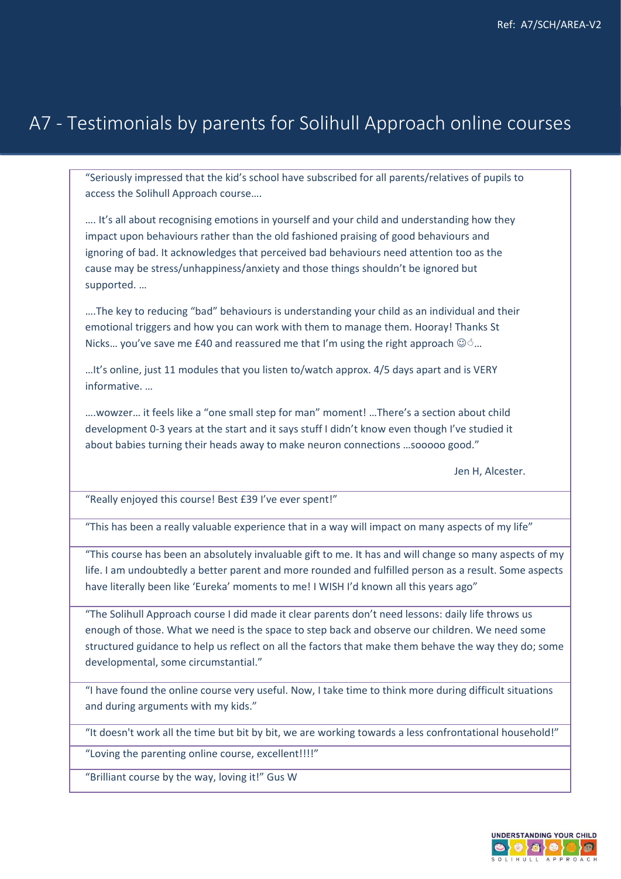Ref: A7/SCH/AREA-V2

# A7 - Testimonials by parents for Solihull Approach online courses

"Seriously impressed that the kid's school have subscribed for all parents/relatives of pupils to access the Solihull Approach course….

…. It's all about recognising emotions in yourself and your child and understanding how they impact upon behaviours rather than the old fashioned praising of good behaviours and ignoring of bad. It acknowledges that perceived bad behaviours need attention too as the cause may be stress/unhappiness/anxiety and those things shouldn't be ignored but supported. …

….The key to reducing "bad" behaviours is understanding your child as an individual and their emotional triggers and how you can work with them to manage them. Hooray! Thanks St Nicks… you've save me £40 and reassured me that I'm using the right approach ☺👍…

…It's online, just 11 modules that you listen to/watch approx. 4/5 days apart and is VERY informative. …

….wowzer… it feels like a "one small step for man" moment! …There's a section about child development 0-3 years at the start and it says stuff I didn't know even though I've studied it about babies turning their heads away to make neuron connections …sooooo good."

Jen H, Alcester.

---

"Really enjoyed this course! Best £39 I've ever spent!"

---

"This has been a really valuable experience that in a way will impact on many aspects of my life"

---

"This course has been an absolutely invaluable gift to me. It has and will change so many aspects of my life. I am undoubtedly a better parent and more rounded and fulfilled person as a result. Some aspects have literally been like 'Eureka' moments to me! I WISH I'd known all this years ago"

---

"The Solihull Approach course I did made it clear parents don't need lessons: daily life throws us enough of those. What we need is the space to step back and observe our children. We need some structured guidance to help us reflect on all the factors that make them behave the way they do; some developmental, some circumstantial."

---

"I have found the online course very useful. Now, I take time to think more during difficult situations and during arguments with my kids."

---

"It doesn't work all the time but bit by bit, we are working towards a less confrontational household!"

---

"Loving the parenting online course, excellent!!!!"

---

"Brilliant course by the way, loving it!" Gus W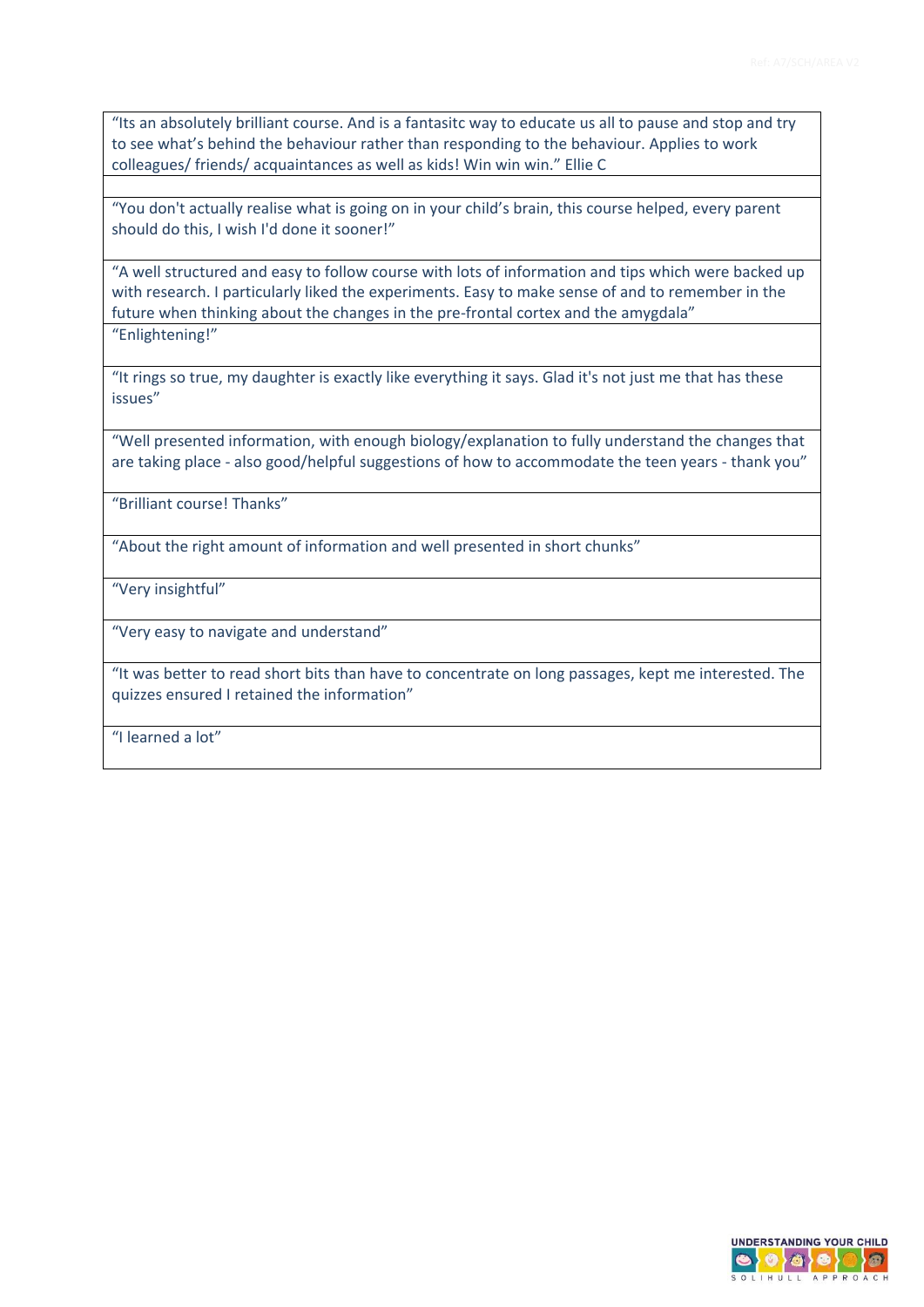| |
|---|
| "Its an absolutely brilliant course. And is a fantasitc way to educate us all to pause and stop and try to see what's behind the behaviour rather than responding to the behaviour. Applies to work colleagues/ friends/ acquaintances as well as kids! Win win win." Ellie C |
| |
| "You don't actually realise what is going on in your child's brain, this course helped, every parent should do this, I wish I'd done it sooner!" |
| "A well structured and easy to follow course with lots of information and tips which were backed up with research. I particularly liked the experiments. Easy to make sense of and to remember in the future when thinking about the changes in the pre-frontal cortex and the amygdala" |
| "Enlightening!" |
| "It rings so true, my daughter is exactly like everything it says. Glad it's not just me that has these issues" |
| "Well presented information, with enough biology/explanation to fully understand the changes that are taking place - also good/helpful suggestions of how to accommodate the teen years - thank you" |
| "Brilliant course! Thanks" |
| "About the right amount of information and well presented in short chunks" |
| "Very insightful" |
| "Very easy to navigate and understand" |
| "It was better to read short bits than have to concentrate on long passages, kept me interested. The quizzes ensured I retained the information" |
| "I learned a lot" |